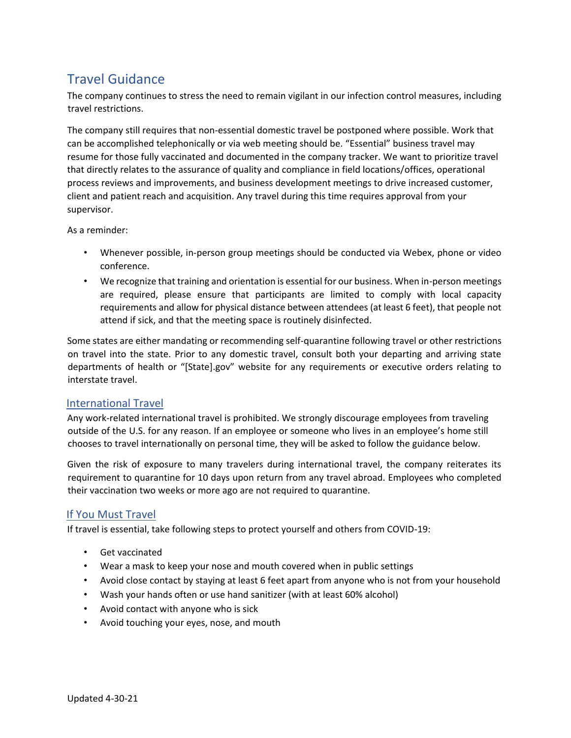# Travel Guidance

The company continues to stress the need to remain vigilant in our infection control measures, including travel restrictions.

The company still requires that non-essential domestic travel be postponed where possible. Work that can be accomplished telephonically or via web meeting should be. "Essential" business travel may resume for those fully vaccinated and documented in the company tracker. We want to prioritize travel that directly relates to the assurance of quality and compliance in field locations/offices, operational process reviews and improvements, and business development meetings to drive increased customer, client and patient reach and acquisition. Any travel during this time requires approval from your supervisor.

As a reminder:

- Whenever possible, in-person group meetings should be conducted via Webex, phone or video conference.
- We recognize that training and orientation is essential for our business. When in-person meetings are required, please ensure that participants are limited to comply with local capacity requirements and allow for physical distance between attendees (at least 6 feet), that people not attend if sick, and that the meeting space is routinely disinfected.

Some states are either mandating or recommending self-quarantine following travel or other restrictions on travel into the state. Prior to any domestic travel, consult both your departing and arriving state departments of health or "[State].gov" website for any requirements or executive orders relating to interstate travel.

## International Travel

Any work-related international travel is prohibited. We strongly discourage employees from traveling outside of the U.S. for any reason. If an employee or someone who lives in an employee's home still chooses to travel internationally on personal time, they will be asked to follow the guidance below.

Given the risk of exposure to many travelers during international travel, the company reiterates its requirement to quarantine for 10 days upon return from any travel abroad. Employees who completed their vaccination two weeks or more ago are not required to quarantine.

## If You Must Travel

If travel is essential, take following steps to protect yourself and others from COVID-19:

- Get vaccinated
- Wear a mask to keep your nose and mouth covered when in public settings
- Avoid close contact by staying at least 6 feet apart from anyone who is not from your household
- Wash your hands often or use hand sanitizer (with at least 60% alcohol)
- Avoid contact with anyone who is sick
- Avoid touching your eyes, nose, and mouth

Updated 4-30-21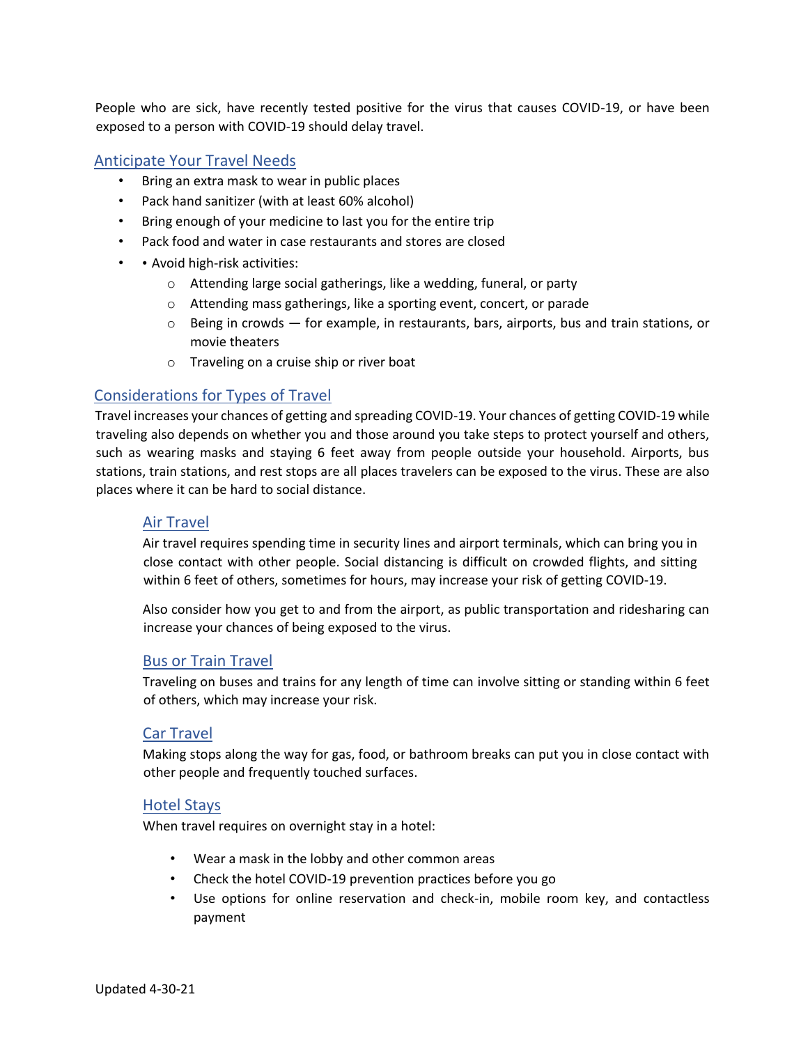People who are sick, have recently tested positive for the virus that causes COVID-19, or have been exposed to a person with COVID-19 should delay travel.

## Anticipate Your Travel Needs

- Bring an extra mask to wear in public places
- Pack hand sanitizer (with at least 60% alcohol)
- Bring enough of your medicine to last you for the entire trip
- Pack food and water in case restaurants and stores are closed
- • Avoid high-risk activities:
  - Attending large social gatherings, like a wedding, funeral, or party
  - Attending mass gatherings, like a sporting event, concert, or parade
  - Being in crowds — for example, in restaurants, bars, airports, bus and train stations, or movie theaters
  - Traveling on a cruise ship or river boat

## Considerations for Types of Travel

Travel increases your chances of getting and spreading COVID-19. Your chances of getting COVID-19 while traveling also depends on whether you and those around you take steps to protect yourself and others, such as wearing masks and staying 6 feet away from people outside your household. Airports, bus stations, train stations, and rest stops are all places travelers can be exposed to the virus. These are also places where it can be hard to social distance.

### Air Travel

Air travel requires spending time in security lines and airport terminals, which can bring you in close contact with other people. Social distancing is difficult on crowded flights, and sitting within 6 feet of others, sometimes for hours, may increase your risk of getting COVID-19.

Also consider how you get to and from the airport, as public transportation and ridesharing can increase your chances of being exposed to the virus.

### Bus or Train Travel

Traveling on buses and trains for any length of time can involve sitting or standing within 6 feet of others, which may increase your risk.

### Car Travel

Making stops along the way for gas, food, or bathroom breaks can put you in close contact with other people and frequently touched surfaces.

### Hotel Stays

When travel requires on overnight stay in a hotel:

- Wear a mask in the lobby and other common areas
- Check the hotel COVID-19 prevention practices before you go
- Use options for online reservation and check-in, mobile room key, and contactless payment

Updated 4-30-21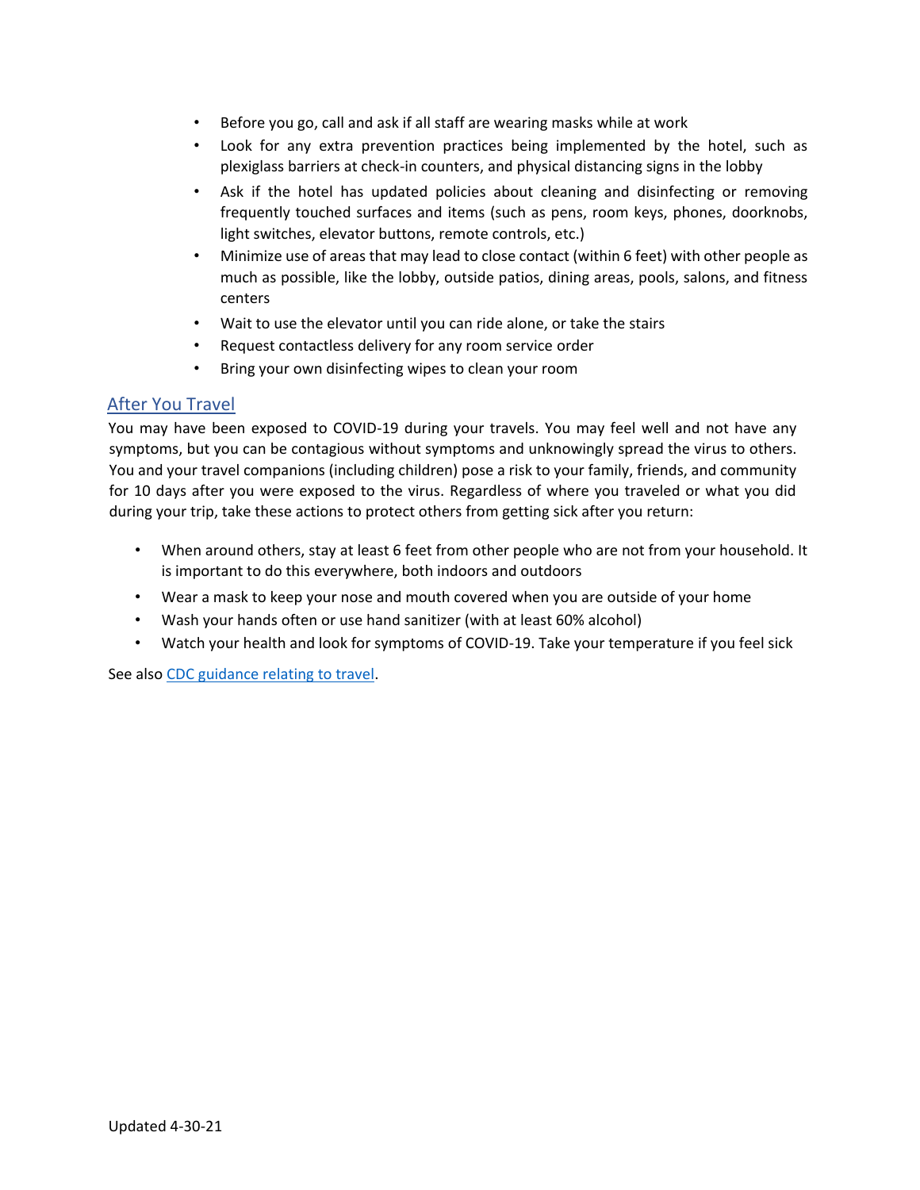- Before you go, call and ask if all staff are wearing masks while at work
- Look for any extra prevention practices being implemented by the hotel, such as plexiglass barriers at check-in counters, and physical distancing signs in the lobby
- Ask if the hotel has updated policies about cleaning and disinfecting or removing frequently touched surfaces and items (such as pens, room keys, phones, doorknobs, light switches, elevator buttons, remote controls, etc.)
- Minimize use of areas that may lead to close contact (within 6 feet) with other people as much as possible, like the lobby, outside patios, dining areas, pools, salons, and fitness centers
- Wait to use the elevator until you can ride alone, or take the stairs
- Request contactless delivery for any room service order
- Bring your own disinfecting wipes to clean your room

## After You Travel

You may have been exposed to COVID-19 during your travels. You may feel well and not have any symptoms, but you can be contagious without symptoms and unknowingly spread the virus to others. You and your travel companions (including children) pose a risk to your family, friends, and community for 10 days after you were exposed to the virus. Regardless of where you traveled or what you did during your trip, take these actions to protect others from getting sick after you return:

- When around others, stay at least 6 feet from other people who are not from your household. It is important to do this everywhere, both indoors and outdoors
- Wear a mask to keep your nose and mouth covered when you are outside of your home
- Wash your hands often or use hand sanitizer (with at least 60% alcohol)
- Watch your health and look for symptoms of COVID-19. Take your temperature if you feel sick

See also [CDC guidance relating to travel](#).

Updated 4-30-21